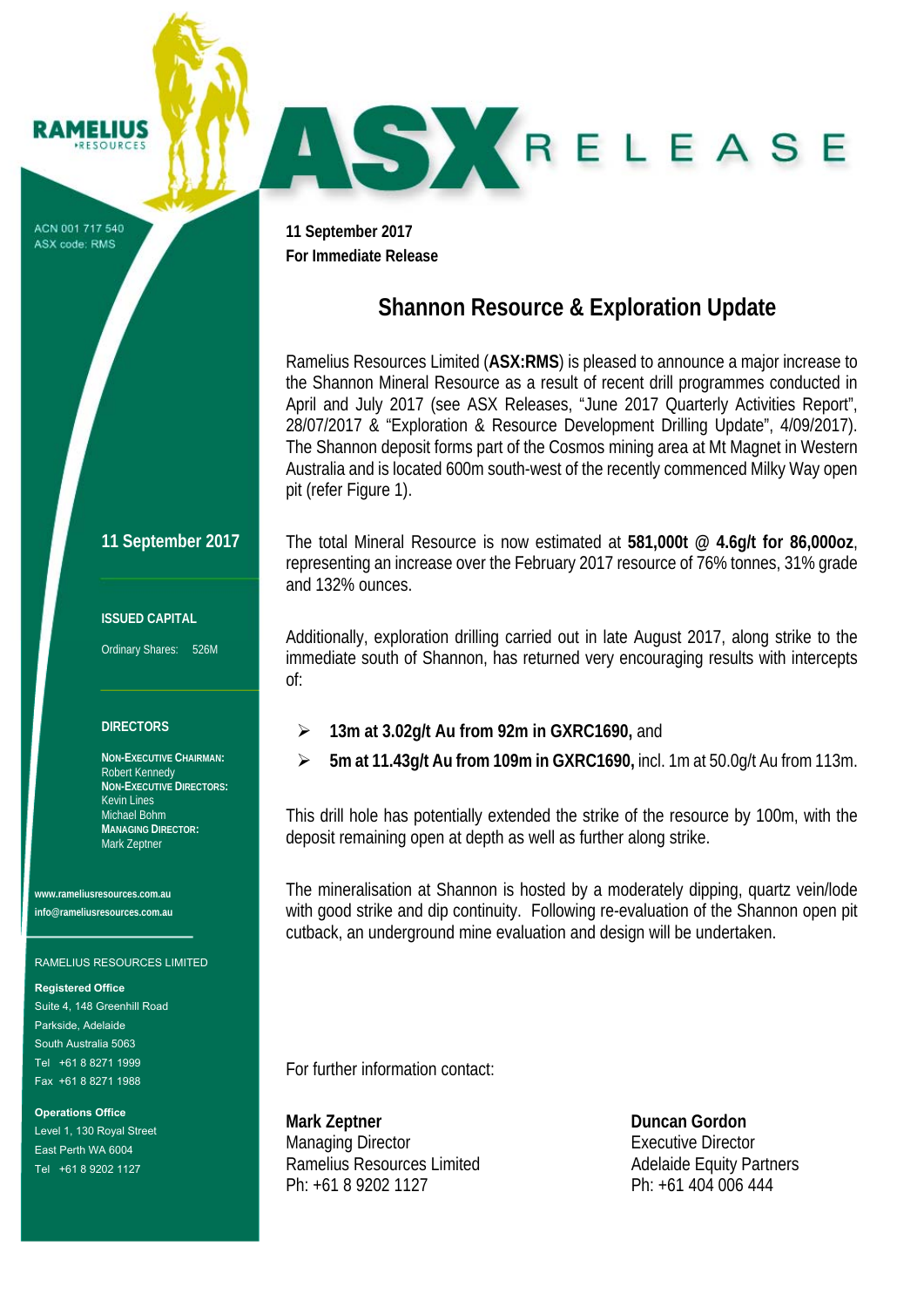RAMELIUS RESOURCES

# ASX RELEASE

ACN 001 717 540
ASX code: RMS

**11 September 2017**
**For Immediate Release**

## Shannon Resource & Exploration Update

Ramelius Resources Limited (**ASX:RMS**) is pleased to announce a major increase to the Shannon Mineral Resource as a result of recent drill programmes conducted in April and July 2017 (see ASX Releases, "June 2017 Quarterly Activities Report", 28/07/2017 & "Exploration & Resource Development Drilling Update", 4/09/2017). The Shannon deposit forms part of the Cosmos mining area at Mt Magnet in Western Australia and is located 600m south-west of the recently commenced Milky Way open pit (refer Figure 1).

The total Mineral Resource is now estimated at **581,000t @ 4.6g/t for 86,000oz**, representing an increase over the February 2017 resource of 76% tonnes, 31% grade and 132% ounces.

Additionally, exploration drilling carried out in late August 2017, along strike to the immediate south of Shannon, has returned very encouraging results with intercepts of:

- **13m at 3.02g/t Au from 92m in GXRC1690,** and
- **5m at 11.43g/t Au from 109m in GXRC1690,** incl. 1m at 50.0g/t Au from 113m.

This drill hole has potentially extended the strike of the resource by 100m, with the deposit remaining open at depth as well as further along strike.

The mineralisation at Shannon is hosted by a moderately dipping, quartz vein/lode with good strike and dip continuity. Following re-evaluation of the Shannon open pit cutback, an underground mine evaluation and design will be undertaken.

For further information contact:

**Mark Zeptner**
Managing Director
Ramelius Resources Limited
Ph: +61 8 9202 1127

**Duncan Gordon**
Executive Director
Adelaide Equity Partners
Ph: +61 404 006 444

---

**11 September 2017**

**ISSUED CAPITAL**

Ordinary Shares: 526M

**DIRECTORS**

**NON-EXECUTIVE CHAIRMAN:**
Robert Kennedy
**NON-EXECUTIVE DIRECTORS:**
Kevin Lines
Michael Bohm
**MANAGING DIRECTOR:**
Mark Zeptner

www.rameliusresources.com.au
info@rameliusresources.com.au

RAMELIUS RESOURCES LIMITED

**Registered Office**
Suite 4, 148 Greenhill Road
Parkside, Adelaide
South Australia 5063
Tel +61 8 8271 1999
Fax +61 8 8271 1988

**Operations Office**
Level 1, 130 Royal Street
East Perth WA 6004
Tel +61 8 9202 1127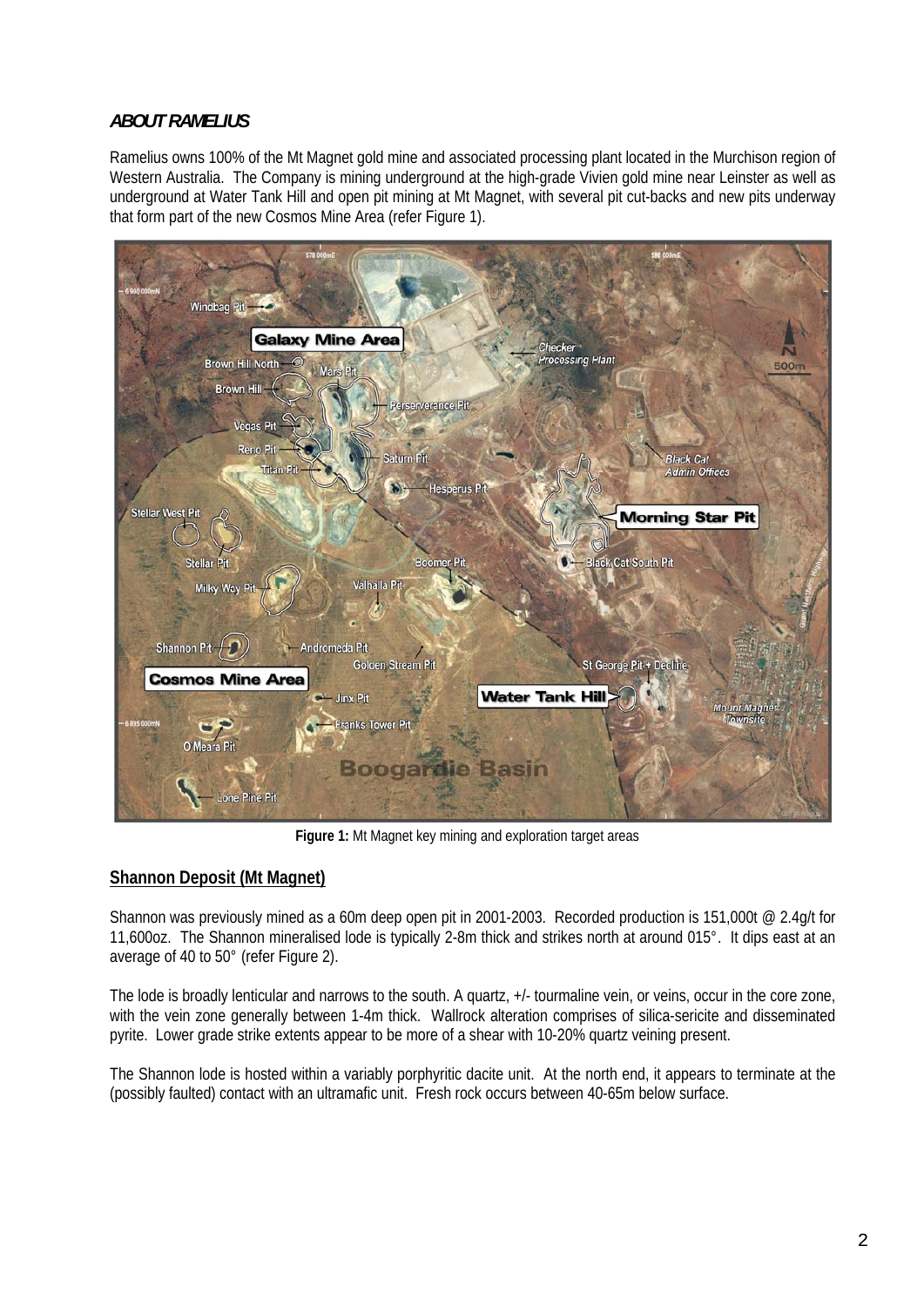## *ABOUT RAMELIUS*

Ramelius owns 100% of the Mt Magnet gold mine and associated processing plant located in the Murchison region of Western Australia. The Company is mining underground at the high-grade Vivien gold mine near Leinster as well as underground at Water Tank Hill and open pit mining at Mt Magnet, with several pit cut-backs and new pits underway that form part of the new Cosmos Mine Area (refer Figure 1).

**Figure 1:** Mt Magnet key mining and exploration target areas

## Shannon Deposit (Mt Magnet)

Shannon was previously mined as a 60m deep open pit in 2001-2003. Recorded production is 151,000t @ 2.4g/t for 11,600oz. The Shannon mineralised lode is typically 2-8m thick and strikes north at around 015°. It dips east at an average of 40 to 50° (refer Figure 2).

The lode is broadly lenticular and narrows to the south. A quartz, +/- tourmaline vein, or veins, occur in the core zone, with the vein zone generally between 1-4m thick. Wallrock alteration comprises of silica-sericite and disseminated pyrite. Lower grade strike extents appear to be more of a shear with 10-20% quartz veining present.

The Shannon lode is hosted within a variably porphyritic dacite unit. At the north end, it appears to terminate at the (possibly faulted) contact with an ultramafic unit. Fresh rock occurs between 40-65m below surface.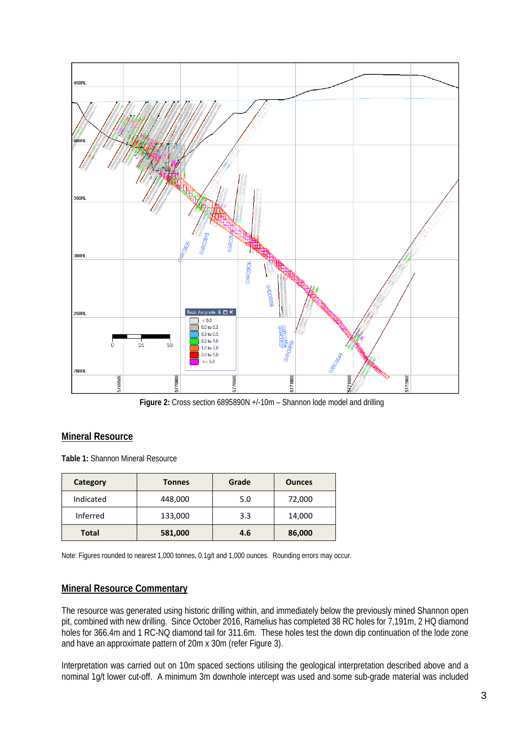**Figure 2:** Cross section 6895890N +/-10m – Shannon lode model and drilling

## Mineral Resource

**Table 1:** Shannon Mineral Resource

| Category | Tonnes | Grade | Ounces |
|---|---|---|---|
| Indicated | 448,000 | 5.0 | 72,000 |
| Inferred | 133,000 | 3.3 | 14,000 |
| **Total** | **581,000** | **4.6** | **86,000** |

Note: Figures rounded to nearest 1,000 tonnes, 0.1g/t and 1,000 ounces. Rounding errors may occur.

## Mineral Resource Commentary

The resource was generated using historic drilling within, and immediately below the previously mined Shannon open pit, combined with new drilling. Since October 2016, Ramelius has completed 38 RC holes for 7,191m, 2 HQ diamond holes for 366.4m and 1 RC-NQ diamond tail for 311.6m. These holes test the down dip continuation of the lode zone and have an approximate pattern of 20m x 30m (refer Figure 3).

Interpretation was carried out on 10m spaced sections utilising the geological interpretation described above and a nominal 1g/t lower cut-off. A minimum 3m downhole intercept was used and some sub-grade material was included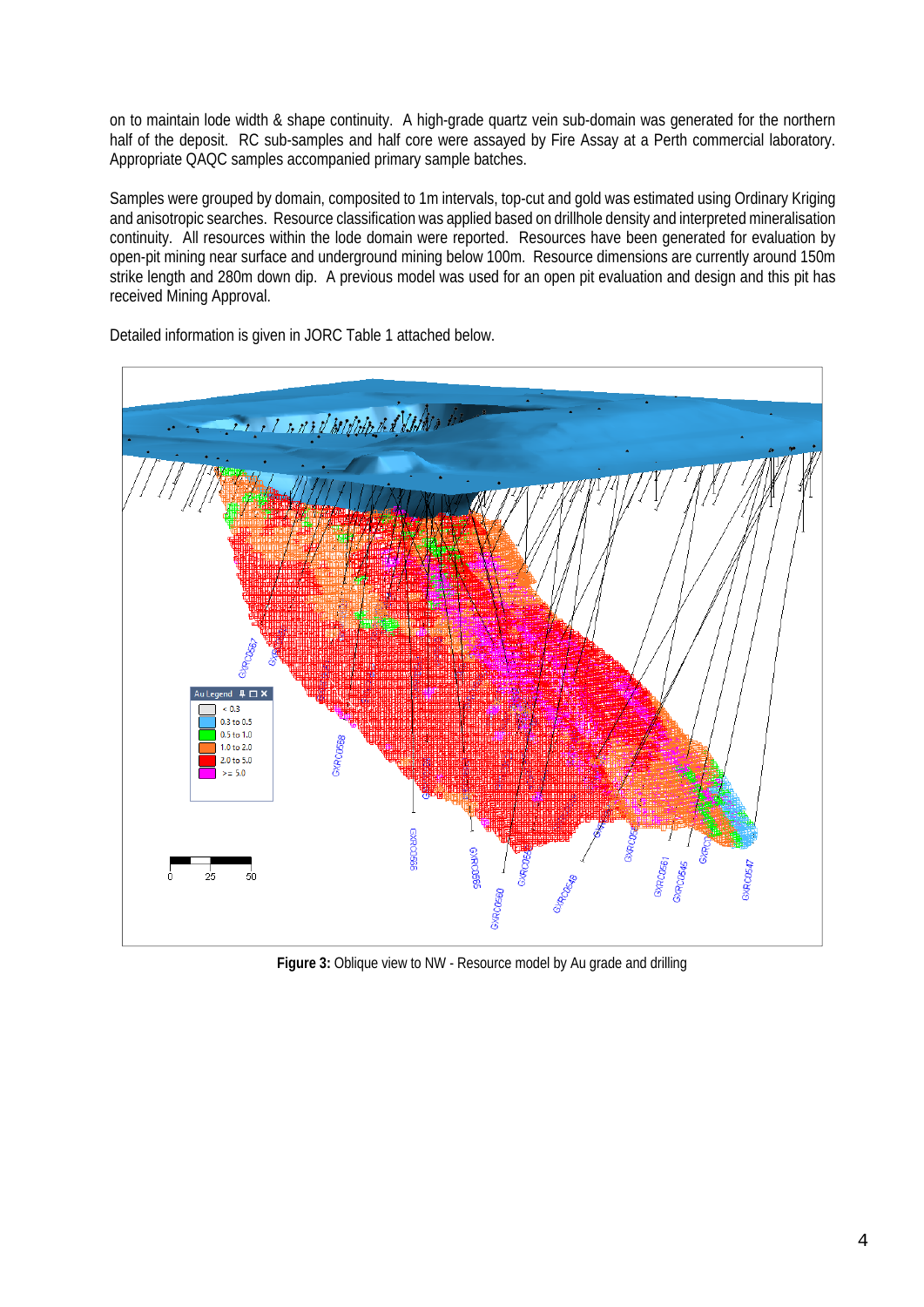on to maintain lode width & shape continuity. A high-grade quartz vein sub-domain was generated for the northern half of the deposit. RC sub-samples and half core were assayed by Fire Assay at a Perth commercial laboratory. Appropriate QAQC samples accompanied primary sample batches.

Samples were grouped by domain, composited to 1m intervals, top-cut and gold was estimated using Ordinary Kriging and anisotropic searches. Resource classification was applied based on drillhole density and interpreted mineralisation continuity. All resources within the lode domain were reported. Resources have been generated for evaluation by open-pit mining near surface and underground mining below 100m. Resource dimensions are currently around 150m strike length and 280m down dip. A previous model was used for an open pit evaluation and design and this pit has received Mining Approval.

Detailed information is given in JORC Table 1 attached below.

**Figure 3:** Oblique view to NW - Resource model by Au grade and drilling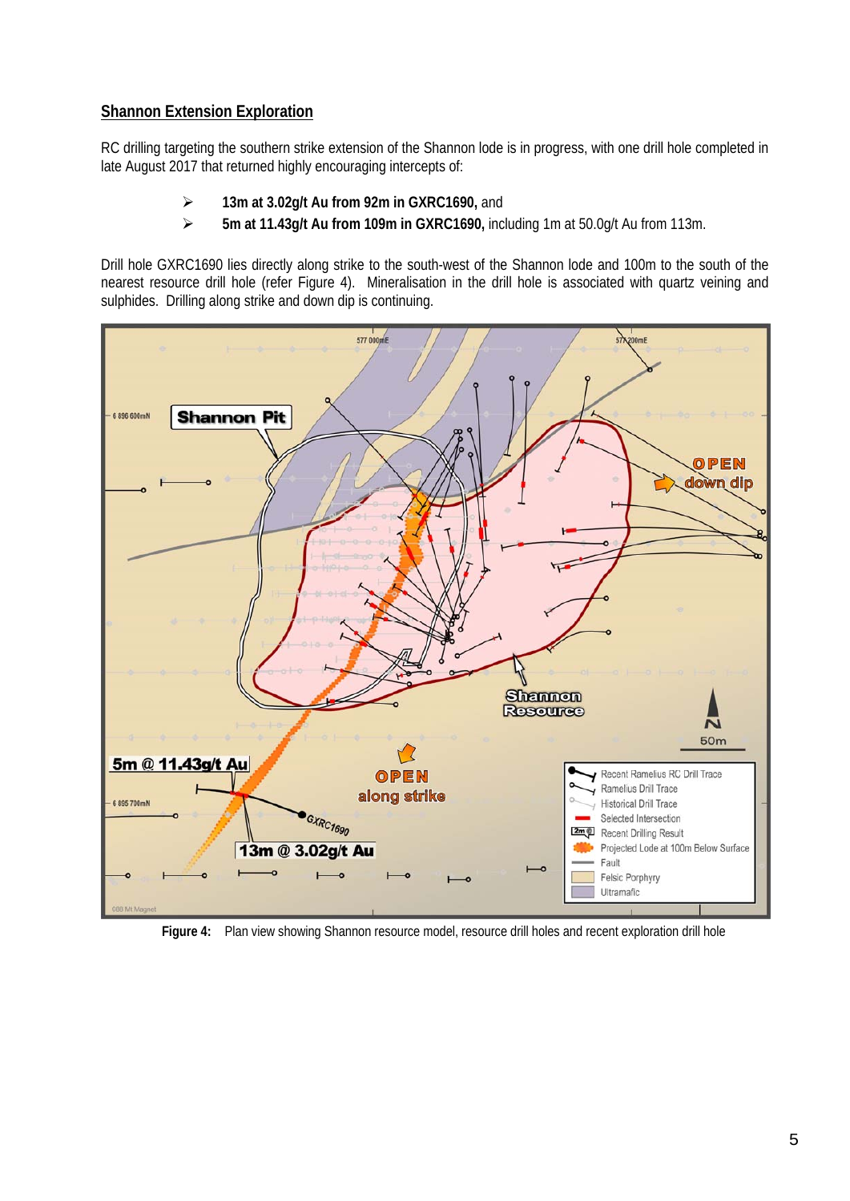## Shannon Extension Exploration

RC drilling targeting the southern strike extension of the Shannon lode is in progress, with one drill hole completed in late August 2017 that returned highly encouraging intercepts of:

- **13m at 3.02g/t Au from 92m in GXRC1690,** and
- **5m at 11.43g/t Au from 109m in GXRC1690,** including 1m at 50.0g/t Au from 113m.

Drill hole GXRC1690 lies directly along strike to the south-west of the Shannon lode and 100m to the south of the nearest resource drill hole (refer Figure 4). Mineralisation in the drill hole is associated with quartz veining and sulphides. Drilling along strike and down dip is continuing.

**Figure 4:** Plan view showing Shannon resource model, resource drill holes and recent exploration drill hole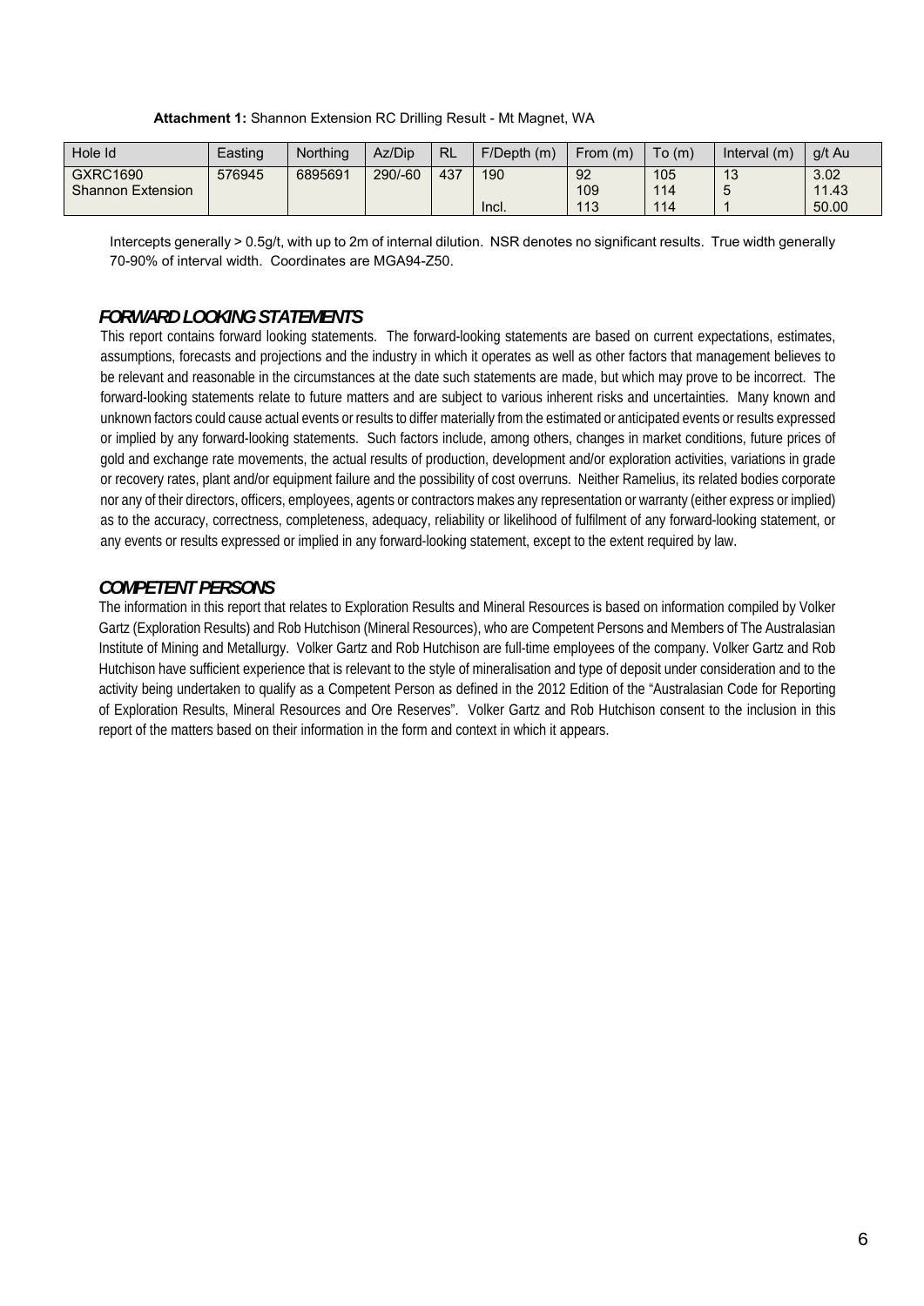**Attachment 1:** Shannon Extension RC Drilling Result - Mt Magnet, WA

| Hole Id | Easting | Northing | Az/Dip | RL | F/Depth (m) | From (m) | To (m) | Interval (m) | g/t Au |
|---|---|---|---|---|---|---|---|---|---|
| GXRC1690 Shannon Extension | 576945 | 6895691 | 290/-60 | 437 | 190 | 92 | 105 | 13 | 3.02 |
| | | | | | | 109 | 114 | 5 | 11.43 |
| | | | | | Incl. | 113 | 114 | 1 | 50.00 |

Intercepts generally > 0.5g/t, with up to 2m of internal dilution. NSR denotes no significant results. True width generally 70-90% of interval width. Coordinates are MGA94-Z50.

## *FORWARD LOOKING STATEMENTS*

This report contains forward looking statements. The forward-looking statements are based on current expectations, estimates, assumptions, forecasts and projections and the industry in which it operates as well as other factors that management believes to be relevant and reasonable in the circumstances at the date such statements are made, but which may prove to be incorrect. The forward-looking statements relate to future matters and are subject to various inherent risks and uncertainties. Many known and unknown factors could cause actual events or results to differ materially from the estimated or anticipated events or results expressed or implied by any forward-looking statements. Such factors include, among others, changes in market conditions, future prices of gold and exchange rate movements, the actual results of production, development and/or exploration activities, variations in grade or recovery rates, plant and/or equipment failure and the possibility of cost overruns. Neither Ramelius, its related bodies corporate nor any of their directors, officers, employees, agents or contractors makes any representation or warranty (either express or implied) as to the accuracy, correctness, completeness, adequacy, reliability or likelihood of fulfilment of any forward-looking statement, or any events or results expressed or implied in any forward-looking statement, except to the extent required by law.

## *COMPETENT PERSONS*

The information in this report that relates to Exploration Results and Mineral Resources is based on information compiled by Volker Gartz (Exploration Results) and Rob Hutchison (Mineral Resources), who are Competent Persons and Members of The Australasian Institute of Mining and Metallurgy. Volker Gartz and Rob Hutchison are full-time employees of the company. Volker Gartz and Rob Hutchison have sufficient experience that is relevant to the style of mineralisation and type of deposit under consideration and to the activity being undertaken to qualify as a Competent Person as defined in the 2012 Edition of the "Australasian Code for Reporting of Exploration Results, Mineral Resources and Ore Reserves". Volker Gartz and Rob Hutchison consent to the inclusion in this report of the matters based on their information in the form and context in which it appears.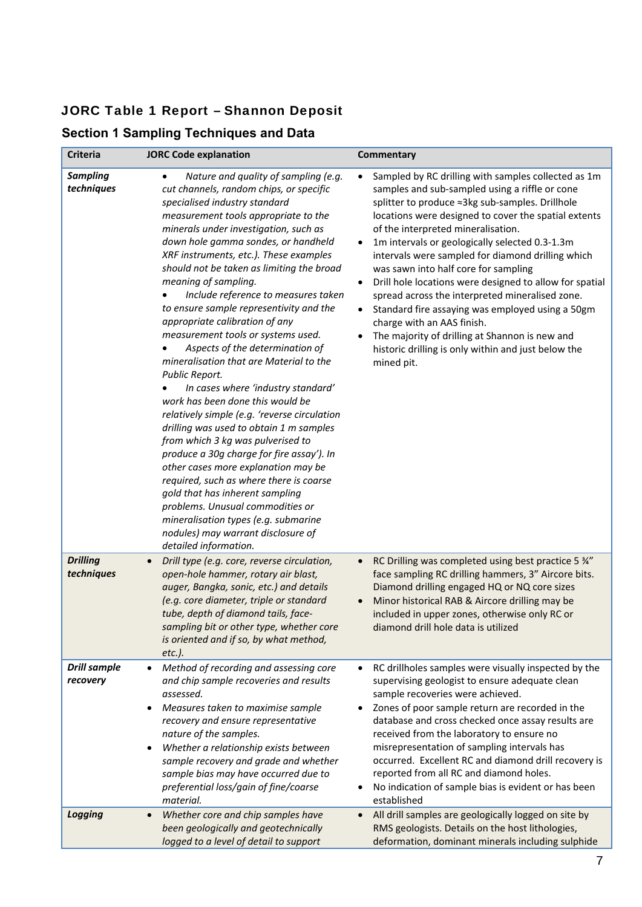## JORC Table 1 Report – Shannon Deposit

### Section 1 Sampling Techniques and Data

| Criteria | JORC Code explanation | Commentary |
|---|---|---|
| ***Sampling techniques*** | • *Nature and quality of sampling (e.g. cut channels, random chips, or specific specialised industry standard measurement tools appropriate to the minerals under investigation, such as down hole gamma sondes, or handheld XRF instruments, etc.). These examples should not be taken as limiting the broad meaning of sampling.*<br>• *Include reference to measures taken to ensure sample representivity and the appropriate calibration of any measurement tools or systems used.*<br>• *Aspects of the determination of mineralisation that are Material to the Public Report.*<br>• *In cases where 'industry standard' work has been done this would be relatively simple (e.g. 'reverse circulation drilling was used to obtain 1 m samples from which 3 kg was pulverised to produce a 30g charge for fire assay'). In other cases more explanation may be required, such as where there is coarse gold that has inherent sampling problems. Unusual commodities or mineralisation types (e.g. submarine nodules) may warrant disclosure of detailed information.* | • Sampled by RC drilling with samples collected as 1m samples and sub-sampled using a riffle or cone splitter to produce ≈3kg sub-samples. Drillhole locations were designed to cover the spatial extents of the interpreted mineralisation.<br>• 1m intervals or geologically selected 0.3-1.3m intervals were sampled for diamond drilling which was sawn into half core for sampling<br>• Drill hole locations were designed to allow for spatial spread across the interpreted mineralised zone.<br>• Standard fire assaying was employed using a 50gm charge with an AAS finish.<br>• The majority of drilling at Shannon is new and historic drilling is only within and just below the mined pit. |
| ***Drilling techniques*** | • *Drill type (e.g. core, reverse circulation, open-hole hammer, rotary air blast, auger, Bangka, sonic, etc.) and details (e.g. core diameter, triple or standard tube, depth of diamond tails, face-sampling bit or other type, whether core is oriented and if so, by what method, etc.).* | • RC Drilling was completed using best practice 5 ¾" face sampling RC drilling hammers, 3" Aircore bits. Diamond drilling engaged HQ or NQ core sizes<br>• Minor historical RAB & Aircore drilling may be included in upper zones, otherwise only RC or diamond drill hole data is utilized |
| ***Drill sample recovery*** | • *Method of recording and assessing core and chip sample recoveries and results assessed.*<br>• *Measures taken to maximise sample recovery and ensure representative nature of the samples.*<br>• *Whether a relationship exists between sample recovery and grade and whether sample bias may have occurred due to preferential loss/gain of fine/coarse material.* | • RC drillholes samples were visually inspected by the supervising geologist to ensure adequate clean sample recoveries were achieved.<br>• Zones of poor sample return are recorded in the database and cross checked once assay results are received from the laboratory to ensure no misrepresentation of sampling intervals has occurred. Excellent RC and diamond drill recovery is reported from all RC and diamond holes.<br>• No indication of sample bias is evident or has been established |
| ***Logging*** | • *Whether core and chip samples have been geologically and geotechnically logged to a level of detail to support* | • All drill samples are geologically logged on site by RMS geologists. Details on the host lithologies, deformation, dominant minerals including sulphide |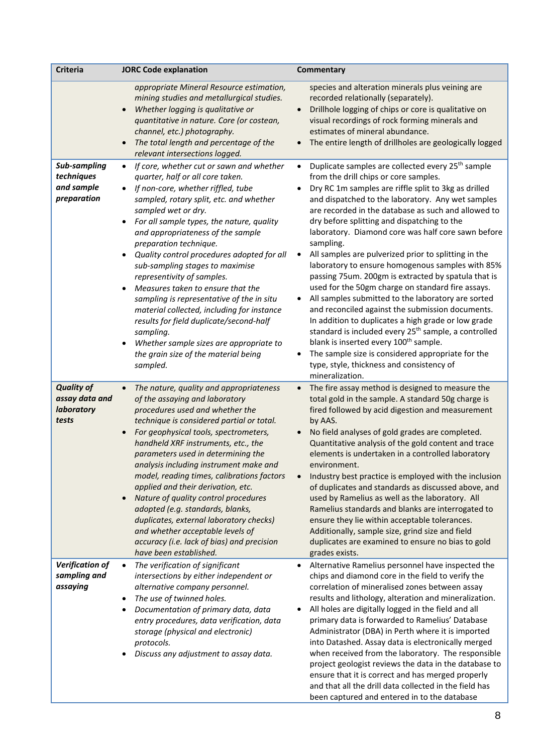| Criteria | JORC Code explanation | Commentary |
|---|---|---|
| | *appropriate Mineral Resource estimation, mining studies and metallurgical studies.*<br>• *Whether logging is qualitative or quantitative in nature. Core (or costean, channel, etc.) photography.*<br>• *The total length and percentage of the relevant intersections logged.* | species and alteration minerals plus veining are recorded relationally (separately).<br>• Drillhole logging of chips or core is qualitative on visual recordings of rock forming minerals and estimates of mineral abundance.<br>• The entire length of drillholes are geologically logged |
| ***Sub-sampling techniques and sample preparation*** | • *If core, whether cut or sawn and whether quarter, half or all core taken.*<br>• *If non-core, whether riffled, tube sampled, rotary split, etc. and whether sampled wet or dry.*<br>• *For all sample types, the nature, quality and appropriateness of the sample preparation technique.*<br>• *Quality control procedures adopted for all sub-sampling stages to maximise representivity of samples.*<br>• *Measures taken to ensure that the sampling is representative of the in situ material collected, including for instance results for field duplicate/second-half sampling.*<br>• *Whether sample sizes are appropriate to the grain size of the material being sampled.* | • Duplicate samples are collected every 25th sample from the drill chips or core samples.<br>• Dry RC 1m samples are riffle split to 3kg as drilled and dispatched to the laboratory. Any wet samples are recorded in the database as such and allowed to dry before splitting and dispatching to the laboratory. Diamond core was half core sawn before sampling.<br>• All samples are pulverized prior to splitting in the laboratory to ensure homogenous samples with 85% passing 75um. 200gm is extracted by spatula that is used for the 50gm charge on standard fire assays.<br>• All samples submitted to the laboratory are sorted and reconciled against the submission documents. In addition to duplicates a high grade or low grade standard is included every 25th sample, a controlled blank is inserted every 100th sample.<br>• The sample size is considered appropriate for the type, style, thickness and consistency of mineralization. |
| ***Quality of assay data and laboratory tests*** | • *The nature, quality and appropriateness of the assaying and laboratory procedures used and whether the technique is considered partial or total.*<br>• *For geophysical tools, spectrometers, handheld XRF instruments, etc., the parameters used in determining the analysis including instrument make and model, reading times, calibrations factors applied and their derivation, etc.*<br>• *Nature of quality control procedures adopted (e.g. standards, blanks, duplicates, external laboratory checks) and whether acceptable levels of accuracy (i.e. lack of bias) and precision have been established.* | • The fire assay method is designed to measure the total gold in the sample. A standard 50g charge is fired followed by acid digestion and measurement by AAS.<br>• No field analyses of gold grades are completed. Quantitative analysis of the gold content and trace elements is undertaken in a controlled laboratory environment.<br>• Industry best practice is employed with the inclusion of duplicates and standards as discussed above, and used by Ramelius as well as the laboratory. All Ramelius standards and blanks are interrogated to ensure they lie within acceptable tolerances. Additionally, sample size, grind size and field duplicates are examined to ensure no bias to gold grades exists. |
| ***Verification of sampling and assaying*** | • *The verification of significant intersections by either independent or alternative company personnel.*<br>• *The use of twinned holes.*<br>• *Documentation of primary data, data entry procedures, data verification, data storage (physical and electronic) protocols.*<br>• *Discuss any adjustment to assay data.* | • Alternative Ramelius personnel have inspected the chips and diamond core in the field to verify the correlation of mineralised zones between assay results and lithology, alteration and mineralization.<br>• All holes are digitally logged in the field and all primary data is forwarded to Ramelius' Database Administrator (DBA) in Perth where it is imported into Datashed. Assay data is electronically merged when received from the laboratory. The responsible project geologist reviews the data in the database to ensure that it is correct and has merged properly and that all the drill data collected in the field has been captured and entered in to the database |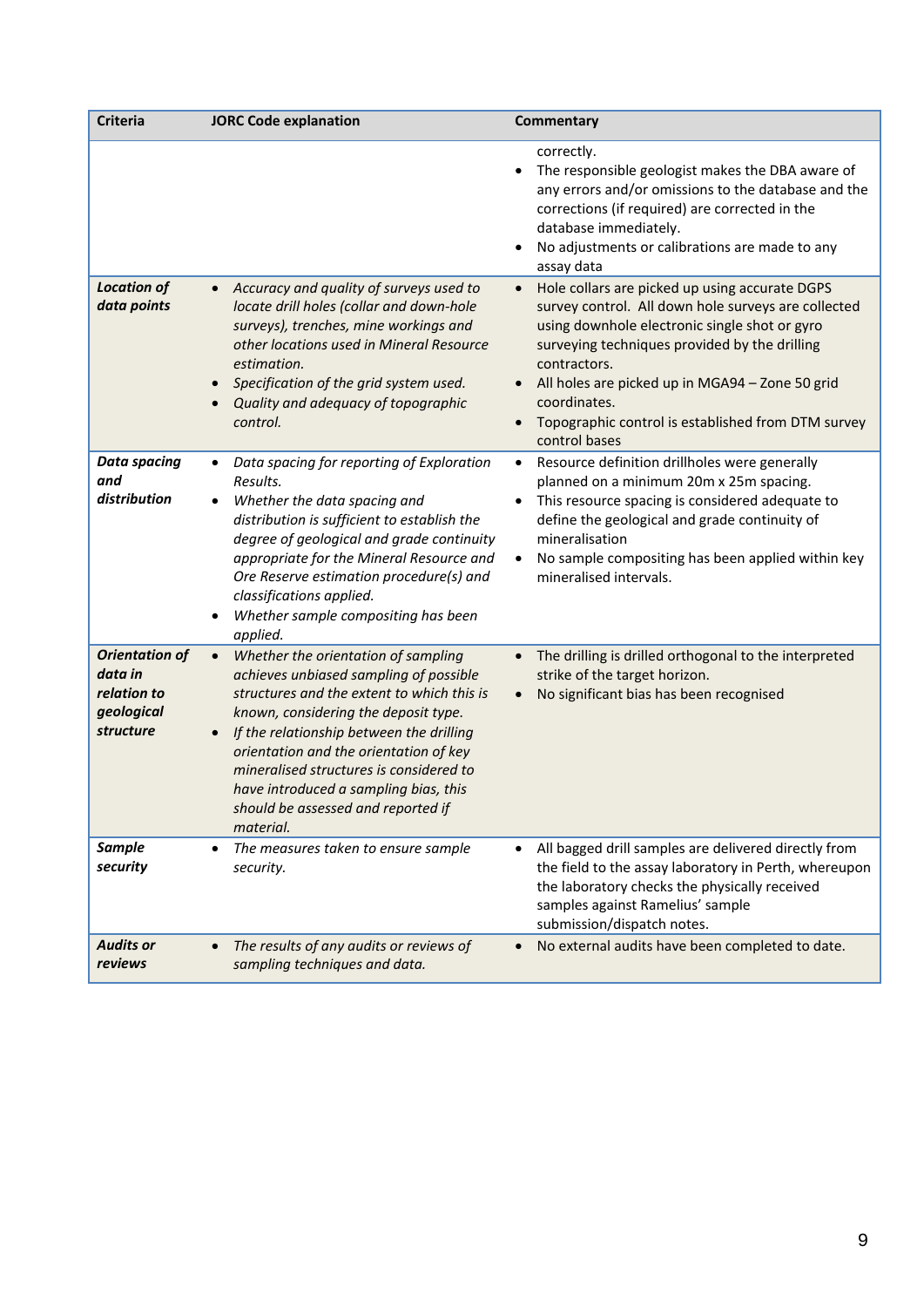| Criteria | JORC Code explanation | Commentary |
|---|---|---|
| | | correctly.<br>• The responsible geologist makes the DBA aware of any errors and/or omissions to the database and the corrections (if required) are corrected in the database immediately.<br>• No adjustments or calibrations are made to any assay data |
| ***Location of data points*** | • *Accuracy and quality of surveys used to locate drill holes (collar and down-hole surveys), trenches, mine workings and other locations used in Mineral Resource estimation.*<br>• *Specification of the grid system used.*<br>• *Quality and adequacy of topographic control.* | • Hole collars are picked up using accurate DGPS survey control. All down hole surveys are collected using downhole electronic single shot or gyro surveying techniques provided by the drilling contractors.<br>• All holes are picked up in MGA94 – Zone 50 grid coordinates.<br>• Topographic control is established from DTM survey control bases |
| ***Data spacing and distribution*** | • *Data spacing for reporting of Exploration Results.*<br>• *Whether the data spacing and distribution is sufficient to establish the degree of geological and grade continuity appropriate for the Mineral Resource and Ore Reserve estimation procedure(s) and classifications applied.*<br>• *Whether sample compositing has been applied.* | • Resource definition drillholes were generally planned on a minimum 20m x 25m spacing.<br>• This resource spacing is considered adequate to define the geological and grade continuity of mineralisation<br>• No sample compositing has been applied within key mineralised intervals. |
| ***Orientation of data in relation to geological structure*** | • *Whether the orientation of sampling achieves unbiased sampling of possible structures and the extent to which this is known, considering the deposit type.*<br>• *If the relationship between the drilling orientation and the orientation of key mineralised structures is considered to have introduced a sampling bias, this should be assessed and reported if material.* | • The drilling is drilled orthogonal to the interpreted strike of the target horizon.<br>• No significant bias has been recognised |
| ***Sample security*** | • *The measures taken to ensure sample security.* | • All bagged drill samples are delivered directly from the field to the assay laboratory in Perth, whereupon the laboratory checks the physically received samples against Ramelius' sample submission/dispatch notes. |
| ***Audits or reviews*** | • *The results of any audits or reviews of sampling techniques and data.* | • No external audits have been completed to date. |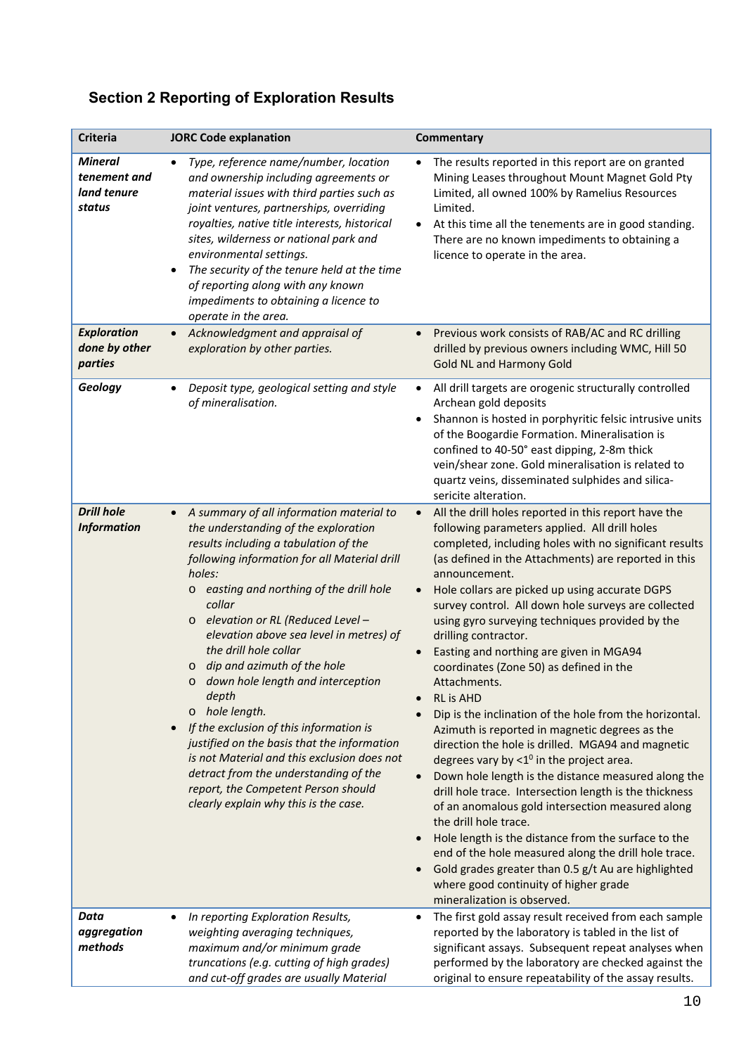## Section 2 Reporting of Exploration Results

| Criteria | JORC Code explanation | Commentary |
|---|---|---|
| ***Mineral tenement and land tenure status*** | • *Type, reference name/number, location and ownership including agreements or material issues with third parties such as joint ventures, partnerships, overriding royalties, native title interests, historical sites, wilderness or national park and environmental settings.*<br>• *The security of the tenure held at the time of reporting along with any known impediments to obtaining a licence to operate in the area.* | • The results reported in this report are on granted Mining Leases throughout Mount Magnet Gold Pty Limited, all owned 100% by Ramelius Resources Limited.<br>• At this time all the tenements are in good standing. There are no known impediments to obtaining a licence to operate in the area. |
| ***Exploration done by other parties*** | • *Acknowledgment and appraisal of exploration by other parties.* | • Previous work consists of RAB/AC and RC drilling drilled by previous owners including WMC, Hill 50 Gold NL and Harmony Gold |
| ***Geology*** | • *Deposit type, geological setting and style of mineralisation.* | • All drill targets are orogenic structurally controlled Archean gold deposits<br>• Shannon is hosted in porphyritic felsic intrusive units of the Boogardie Formation. Mineralisation is confined to 40-50° east dipping, 2-8m thick vein/shear zone. Gold mineralisation is related to quartz veins, disseminated sulphides and silica-sericite alteration. |
| ***Drill hole Information*** | • *A summary of all information material to the understanding of the exploration results including a tabulation of the following information for all Material drill holes:*<br>o *easting and northing of the drill hole collar*<br>o *elevation or RL (Reduced Level – elevation above sea level in metres) of the drill hole collar*<br>o *dip and azimuth of the hole*<br>o *down hole length and interception depth*<br>o *hole length.*<br>• *If the exclusion of this information is justified on the basis that the information is not Material and this exclusion does not detract from the understanding of the report, the Competent Person should clearly explain why this is the case.* | • All the drill holes reported in this report have the following parameters applied. All drill holes completed, including holes with no significant results (as defined in the Attachments) are reported in this announcement.<br>• Hole collars are picked up using accurate DGPS survey control. All down hole surveys are collected using gyro surveying techniques provided by the drilling contractor.<br>• Easting and northing are given in MGA94 coordinates (Zone 50) as defined in the Attachments.<br>• RL is AHD<br>• Dip is the inclination of the hole from the horizontal. Azimuth is reported in magnetic degrees as the direction the hole is drilled. MGA94 and magnetic degrees vary by $<1^0$ in the project area.<br>• Down hole length is the distance measured along the drill hole trace. Intersection length is the thickness of an anomalous gold intersection measured along the drill hole trace.<br>• Hole length is the distance from the surface to the end of the hole measured along the drill hole trace.<br>• Gold grades greater than 0.5 g/t Au are highlighted where good continuity of higher grade mineralization is observed. |
| ***Data aggregation methods*** | • *In reporting Exploration Results, weighting averaging techniques, maximum and/or minimum grade truncations (e.g. cutting of high grades) and cut-off grades are usually Material* | • The first gold assay result received from each sample reported by the laboratory is tabled in the list of significant assays. Subsequent repeat analyses when performed by the laboratory are checked against the original to ensure repeatability of the assay results. |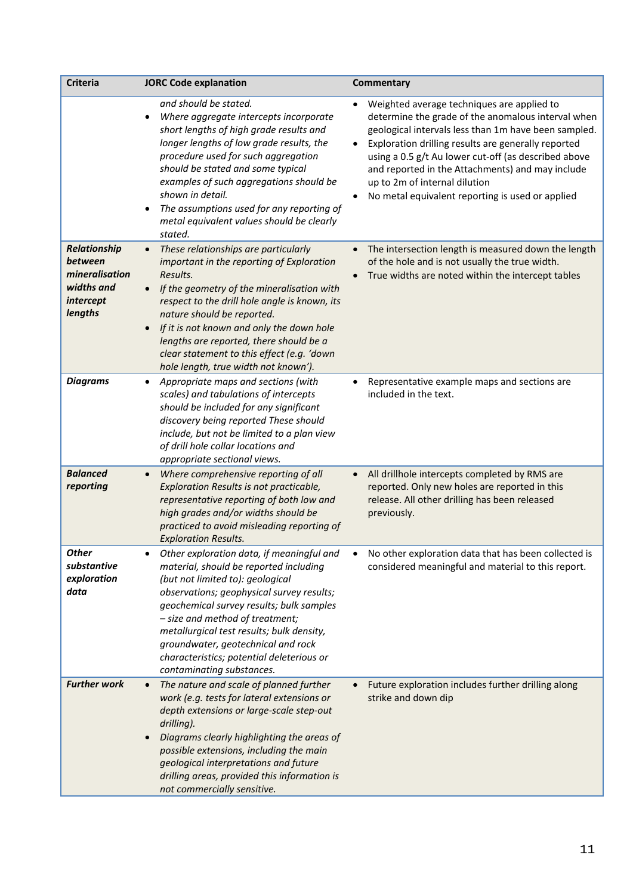| Criteria | JORC Code explanation | Commentary |
| --- | --- | --- |
| | *and should be stated.*<br>• *Where aggregate intercepts incorporate short lengths of high grade results and longer lengths of low grade results, the procedure used for such aggregation should be stated and some typical examples of such aggregations should be shown in detail.*<br>• *The assumptions used for any reporting of metal equivalent values should be clearly stated.* | • Weighted average techniques are applied to determine the grade of the anomalous interval when geological intervals less than 1m have been sampled.<br>• Exploration drilling results are generally reported using a 0.5 g/t Au lower cut-off (as described above and reported in the Attachments) and may include up to 2m of internal dilution<br>• No metal equivalent reporting is used or applied |
| ***Relationship between mineralisation widths and intercept lengths*** | • *These relationships are particularly important in the reporting of Exploration Results.*<br>• *If the geometry of the mineralisation with respect to the drill hole angle is known, its nature should be reported.*<br>• *If it is not known and only the down hole lengths are reported, there should be a clear statement to this effect (e.g. 'down hole length, true width not known').* | • The intersection length is measured down the length of the hole and is not usually the true width.<br>• True widths are noted within the intercept tables |
| ***Diagrams*** | • *Appropriate maps and sections (with scales) and tabulations of intercepts should be included for any significant discovery being reported These should include, but not be limited to a plan view of drill hole collar locations and appropriate sectional views.* | • Representative example maps and sections are included in the text. |
| ***Balanced reporting*** | • *Where comprehensive reporting of all Exploration Results is not practicable, representative reporting of both low and high grades and/or widths should be practiced to avoid misleading reporting of Exploration Results.* | • All drillhole intercepts completed by RMS are reported. Only new holes are reported in this release. All other drilling has been released previously. |
| ***Other substantive exploration data*** | • *Other exploration data, if meaningful and material, should be reported including (but not limited to): geological observations; geophysical survey results; geochemical survey results; bulk samples – size and method of treatment; metallurgical test results; bulk density, groundwater, geotechnical and rock characteristics; potential deleterious or contaminating substances.* | • No other exploration data that has been collected is considered meaningful and material to this report. |
| ***Further work*** | • *The nature and scale of planned further work (e.g. tests for lateral extensions or depth extensions or large-scale step-out drilling).*<br>• *Diagrams clearly highlighting the areas of possible extensions, including the main geological interpretations and future drilling areas, provided this information is not commercially sensitive.* | • Future exploration includes further drilling along strike and down dip |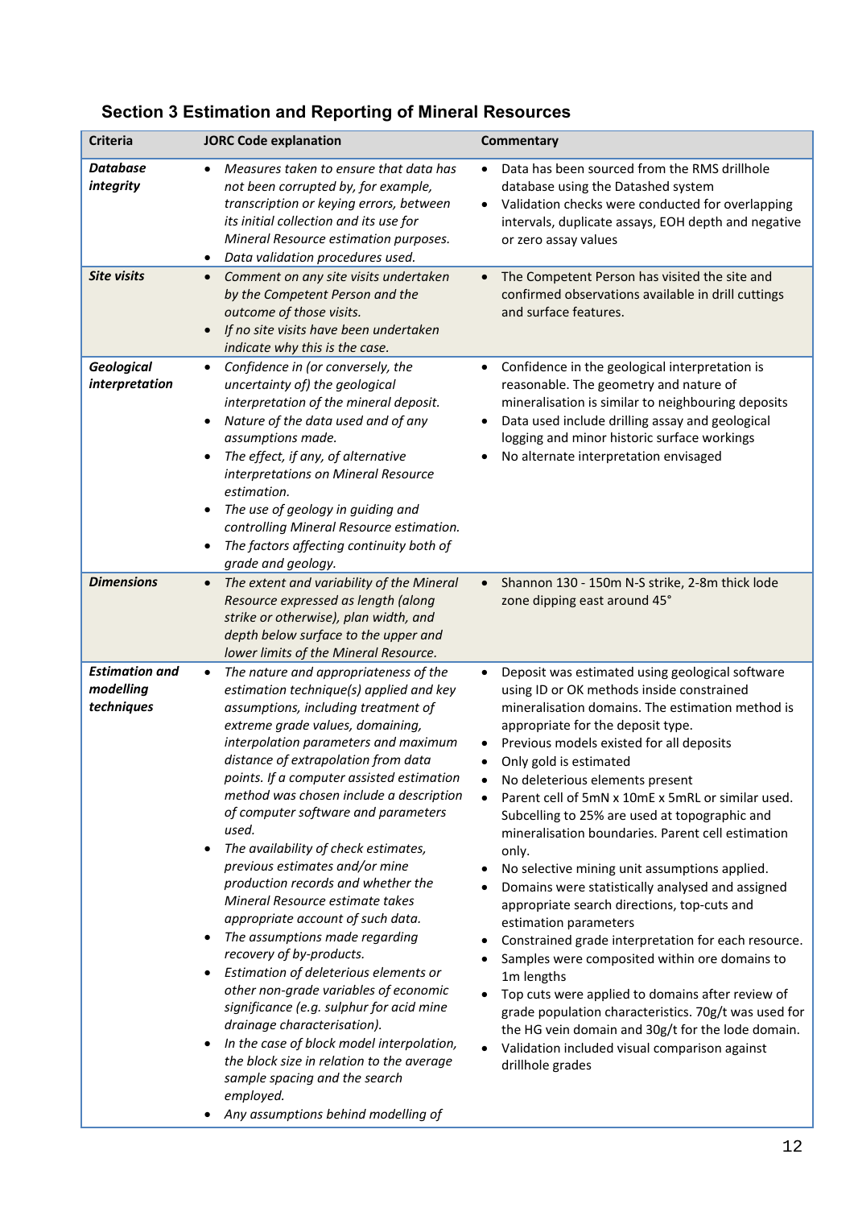## Section 3 Estimation and Reporting of Mineral Resources

| Criteria | JORC Code explanation | Commentary |
|---|---|---|
| ***Database integrity*** | • *Measures taken to ensure that data has not been corrupted by, for example, transcription or keying errors, between its initial collection and its use for Mineral Resource estimation purposes.*<br>• *Data validation procedures used.* | • Data has been sourced from the RMS drillhole database using the Datashed system<br>• Validation checks were conducted for overlapping intervals, duplicate assays, EOH depth and negative or zero assay values |
| ***Site visits*** | • *Comment on any site visits undertaken by the Competent Person and the outcome of those visits.*<br>• *If no site visits have been undertaken indicate why this is the case.* | • The Competent Person has visited the site and confirmed observations available in drill cuttings and surface features. |
| ***Geological interpretation*** | • *Confidence in (or conversely, the uncertainty of) the geological interpretation of the mineral deposit.*<br>• *Nature of the data used and of any assumptions made.*<br>• *The effect, if any, of alternative interpretations on Mineral Resource estimation.*<br>• *The use of geology in guiding and controlling Mineral Resource estimation.*<br>• *The factors affecting continuity both of grade and geology.* | • Confidence in the geological interpretation is reasonable. The geometry and nature of mineralisation is similar to neighbouring deposits<br>• Data used include drilling assay and geological logging and minor historic surface workings<br>• No alternate interpretation envisaged |
| ***Dimensions*** | • *The extent and variability of the Mineral Resource expressed as length (along strike or otherwise), plan width, and depth below surface to the upper and lower limits of the Mineral Resource.* | • Shannon 130 - 150m N-S strike, 2-8m thick lode zone dipping east around 45° |
| ***Estimation and modelling techniques*** | • *The nature and appropriateness of the estimation technique(s) applied and key assumptions, including treatment of extreme grade values, domaining, interpolation parameters and maximum distance of extrapolation from data points. If a computer assisted estimation method was chosen include a description of computer software and parameters used.*<br>• *The availability of check estimates, previous estimates and/or mine production records and whether the Mineral Resource estimate takes appropriate account of such data.*<br>• *The assumptions made regarding recovery of by-products.*<br>• *Estimation of deleterious elements or other non-grade variables of economic significance (e.g. sulphur for acid mine drainage characterisation).*<br>• *In the case of block model interpolation, the block size in relation to the average sample spacing and the search employed.*<br>• *Any assumptions behind modelling of* | • Deposit was estimated using geological software using ID or OK methods inside constrained mineralisation domains. The estimation method is appropriate for the deposit type.<br>• Previous models existed for all deposits<br>• Only gold is estimated<br>• No deleterious elements present<br>• Parent cell of 5mN x 10mE x 5mRL or similar used. Subcelling to 25% are used at topographic and mineralisation boundaries. Parent cell estimation only.<br>• No selective mining unit assumptions applied.<br>• Domains were statistically analysed and assigned appropriate search directions, top-cuts and estimation parameters<br>• Constrained grade interpretation for each resource.<br>• Samples were composited within ore domains to 1m lengths<br>• Top cuts were applied to domains after review of grade population characteristics. 70g/t was used for the HG vein domain and 30g/t for the lode domain.<br>• Validation included visual comparison against drillhole grades |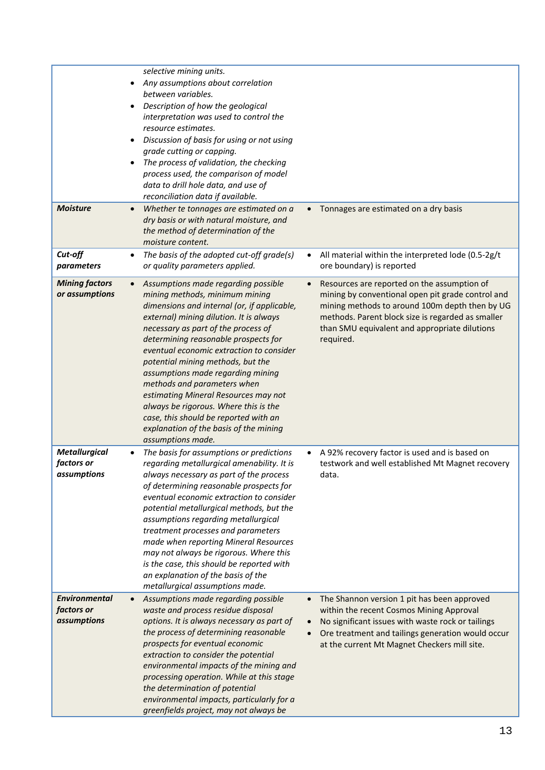| | | |
|---|---|---|
| | selective mining units.<br>• Any assumptions about correlation between variables.<br>• Description of how the geological interpretation was used to control the resource estimates.<br>• Discussion of basis for using or not using grade cutting or capping.<br>• The process of validation, the checking process used, the comparison of model data to drill hole data, and use of reconciliation data if available. | |
| ***Moisture*** | • *Whether te tonnages are estimated on a dry basis or with natural moisture, and the method of determination of the moisture content.* | • Tonnages are estimated on a dry basis |
| ***Cut-off parameters*** | • *The basis of the adopted cut-off grade(s) or quality parameters applied.* | • All material within the interpreted lode (0.5-2g/t ore boundary) is reported |
| ***Mining factors or assumptions*** | • *Assumptions made regarding possible mining methods, minimum mining dimensions and internal (or, if applicable, external) mining dilution. It is always necessary as part of the process of determining reasonable prospects for eventual economic extraction to consider potential mining methods, but the assumptions made regarding mining methods and parameters when estimating Mineral Resources may not always be rigorous. Where this is the case, this should be reported with an explanation of the basis of the mining assumptions made.* | • Resources are reported on the assumption of mining by conventional open pit grade control and mining methods to around 100m depth then by UG methods. Parent block size is regarded as smaller than SMU equivalent and appropriate dilutions required. |
| ***Metallurgical factors or assumptions*** | • *The basis for assumptions or predictions regarding metallurgical amenability. It is always necessary as part of the process of determining reasonable prospects for eventual economic extraction to consider potential metallurgical methods, but the assumptions regarding metallurgical treatment processes and parameters made when reporting Mineral Resources may not always be rigorous. Where this is the case, this should be reported with an explanation of the basis of the metallurgical assumptions made.* | • A 92% recovery factor is used and is based on testwork and well established Mt Magnet recovery data. |
| ***Environmental factors or assumptions*** | • *Assumptions made regarding possible waste and process residue disposal options. It is always necessary as part of the process of determining reasonable prospects for eventual economic extraction to consider the potential environmental impacts of the mining and processing operation. While at this stage the determination of potential environmental impacts, particularly for a greenfields project, may not always be* | • The Shannon version 1 pit has been approved within the recent Cosmos Mining Approval<br>• No significant issues with waste rock or tailings<br>• Ore treatment and tailings generation would occur at the current Mt Magnet Checkers mill site. |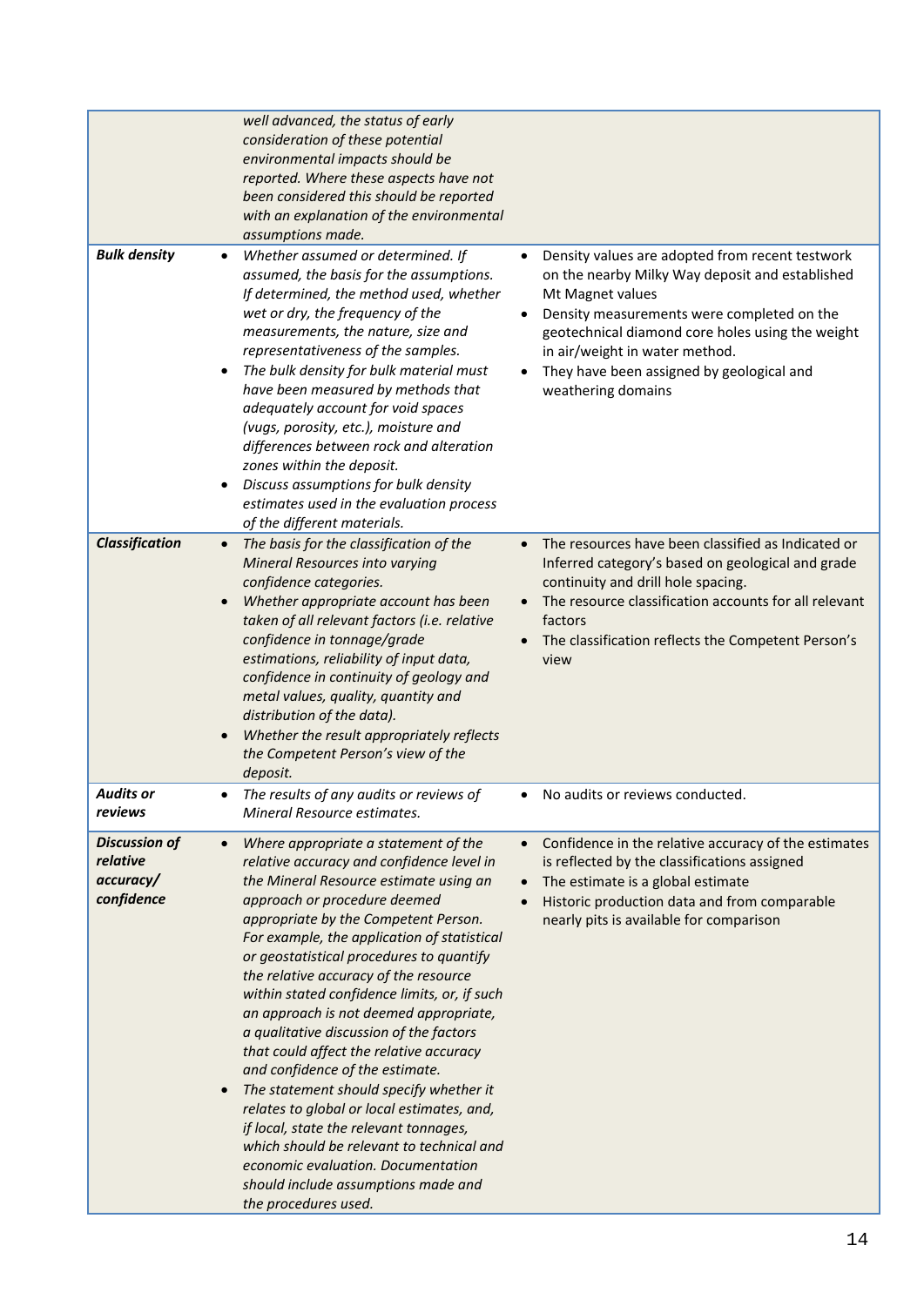| | | |
|---|---|---|
| | *well advanced, the status of early consideration of these potential environmental impacts should be reported. Where these aspects have not been considered this should be reported with an explanation of the environmental assumptions made.* | |
| ***Bulk density*** | • *Whether assumed or determined. If assumed, the basis for the assumptions. If determined, the method used, whether wet or dry, the frequency of the measurements, the nature, size and representativeness of the samples.*<br>• *The bulk density for bulk material must have been measured by methods that adequately account for void spaces (vugs, porosity, etc.), moisture and differences between rock and alteration zones within the deposit.*<br>• *Discuss assumptions for bulk density estimates used in the evaluation process of the different materials.* | • Density values are adopted from recent testwork on the nearby Milky Way deposit and established Mt Magnet values<br>• Density measurements were completed on the geotechnical diamond core holes using the weight in air/weight in water method.<br>• They have been assigned by geological and weathering domains |
| ***Classification*** | • *The basis for the classification of the Mineral Resources into varying confidence categories.*<br>• *Whether appropriate account has been taken of all relevant factors (i.e. relative confidence in tonnage/grade estimations, reliability of input data, confidence in continuity of geology and metal values, quality, quantity and distribution of the data).*<br>• *Whether the result appropriately reflects the Competent Person's view of the deposit.* | • The resources have been classified as Indicated or Inferred category's based on geological and grade continuity and drill hole spacing.<br>• The resource classification accounts for all relevant factors<br>• The classification reflects the Competent Person's view |
| ***Audits or reviews*** | • *The results of any audits or reviews of Mineral Resource estimates.* | • No audits or reviews conducted. |
| ***Discussion of relative accuracy/ confidence*** | • *Where appropriate a statement of the relative accuracy and confidence level in the Mineral Resource estimate using an approach or procedure deemed appropriate by the Competent Person. For example, the application of statistical or geostatistical procedures to quantify the relative accuracy of the resource within stated confidence limits, or, if such an approach is not deemed appropriate, a qualitative discussion of the factors that could affect the relative accuracy and confidence of the estimate.*<br>• *The statement should specify whether it relates to global or local estimates, and, if local, state the relevant tonnages, which should be relevant to technical and economic evaluation. Documentation should include assumptions made and the procedures used.* | • Confidence in the relative accuracy of the estimates is reflected by the classifications assigned<br>• The estimate is a global estimate<br>• Historic production data and from comparable nearly pits is available for comparison |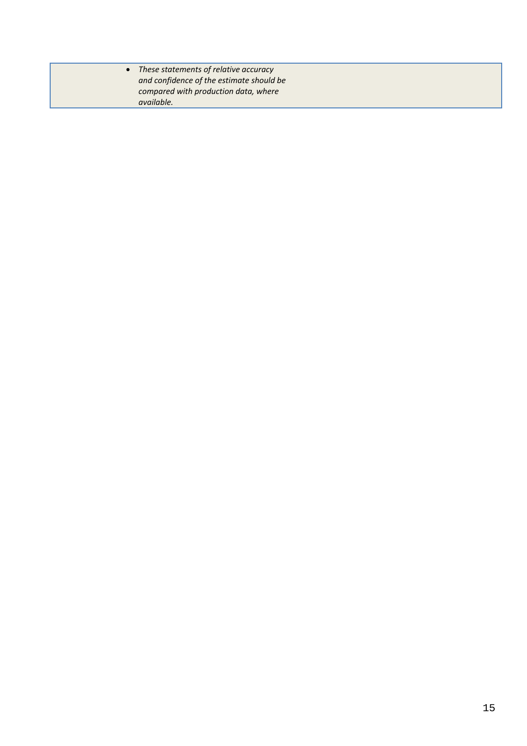| | |
|---|---|
| | - *These statements of relative accuracy and confidence of the estimate should be compared with production data, where available.* |